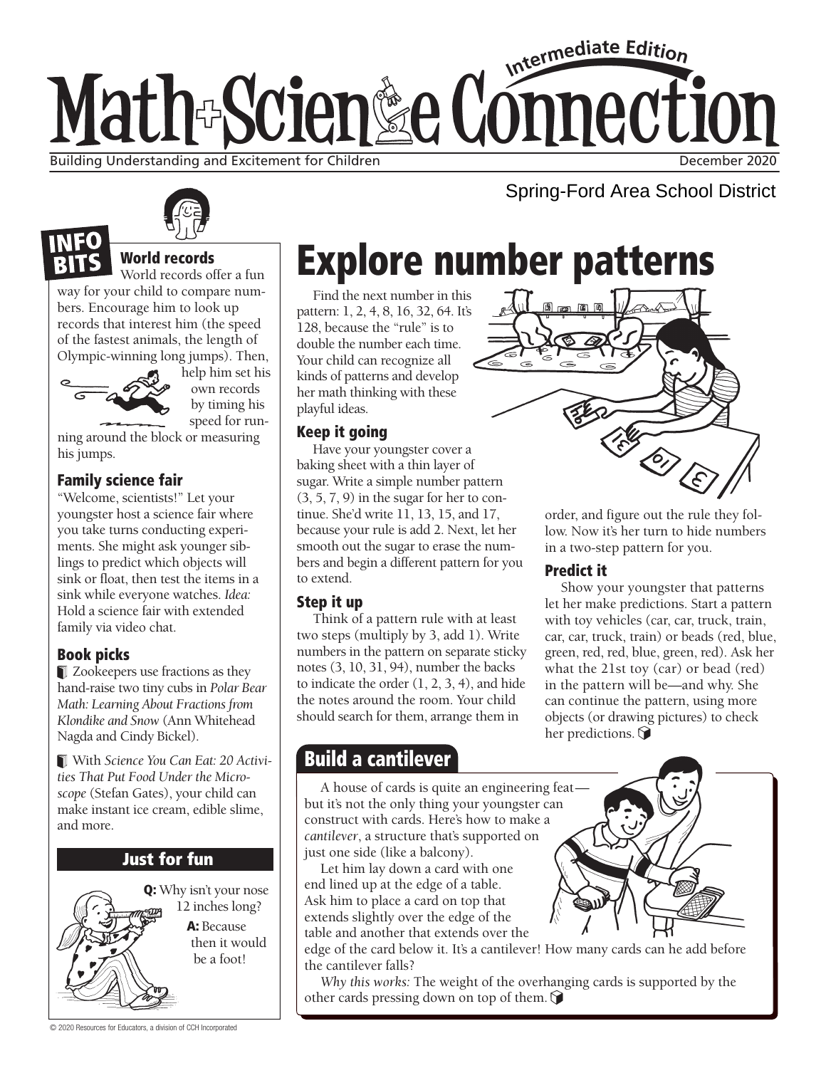# Math + Science Connection

Intermediate Edition

Building Understanding and Excitement for Children

December 2020

Spring-Ford Area School District

## INFO BITS

### World records

World records offer a fun way for your child to compare numbers. Encourage him to look up records that interest him (the speed of the fastest animals, the length of Olympic-winning long jumps). Then, help him set his own records by timing his speed for running around the block or measuring his jumps.

### Family science fair

"Welcome, scientists!" Let your youngster host a science fair where you take turns conducting experiments. She might ask younger siblings to predict which objects will sink or float, then test the items in a sink while everyone watches. *Idea:* Hold a science fair with extended family via video chat.

### Book picks

- Zookeepers use fractions as they hand-raise two tiny cubs in *Polar Bear Math: Learning About Fractions from Klondike and Snow* (Ann Whitehead Nagda and Cindy Bickel).
- With *Science You Can Eat: 20 Activities That Put Food Under the Microscope* (Stefan Gates), your child can make instant ice cream, edible slime, and more.

### Just for fun

**Q:** Why isn't your nose 12 inches long?

**A:** Because then it would be a foot!

# Explore number patterns

Find the next number in this pattern: 1, 2, 4, 8, 16, 32, 64. It's 128, because the "rule" is to double the number each time. Your child can recognize all kinds of patterns and develop her math thinking with these playful ideas.

### Keep it going

Have your youngster cover a baking sheet with a thin layer of sugar. Write a simple number pattern (3, 5, 7, 9) in the sugar for her to continue. She'd write 11, 13, 15, and 17, because your rule is add 2. Next, let her smooth out the sugar to erase the numbers and begin a different pattern for you to extend.

### Step it up

Think of a pattern rule with at least two steps (multiply by 3, add 1). Write numbers in the pattern on separate sticky notes (3, 10, 31, 94), number the backs to indicate the order (1, 2, 3, 4), and hide the notes around the room. Your child should search for them, arrange them in order, and figure out the rule they follow. Now it's her turn to hide numbers in a two-step pattern for you.

### Predict it

Show your youngster that patterns let her make predictions. Start a pattern with toy vehicles (car, car, truck, train, car, car, truck, train) or beads (red, blue, green, red, red, blue, green, red). Ask her what the 21st toy (car) or bead (red) in the pattern will be—and why. She can continue the pattern, using more objects (or drawing pictures) to check her predictions.

## Build a cantilever

A house of cards is quite an engineering feat—but it's not the only thing your youngster can construct with cards. Here's how to make a *cantilever*, a structure that's supported on just one side (like a balcony).

Let him lay down a card with one end lined up at the edge of a table. Ask him to place a card on top that extends slightly over the edge of the table and another that extends over the edge of the card below it. It's a cantilever! How many cards can he add before the cantilever falls?

*Why this works:* The weight of the overhanging cards is supported by the other cards pressing down on top of them.

© 2020 Resources for Educators, a division of CCH Incorporated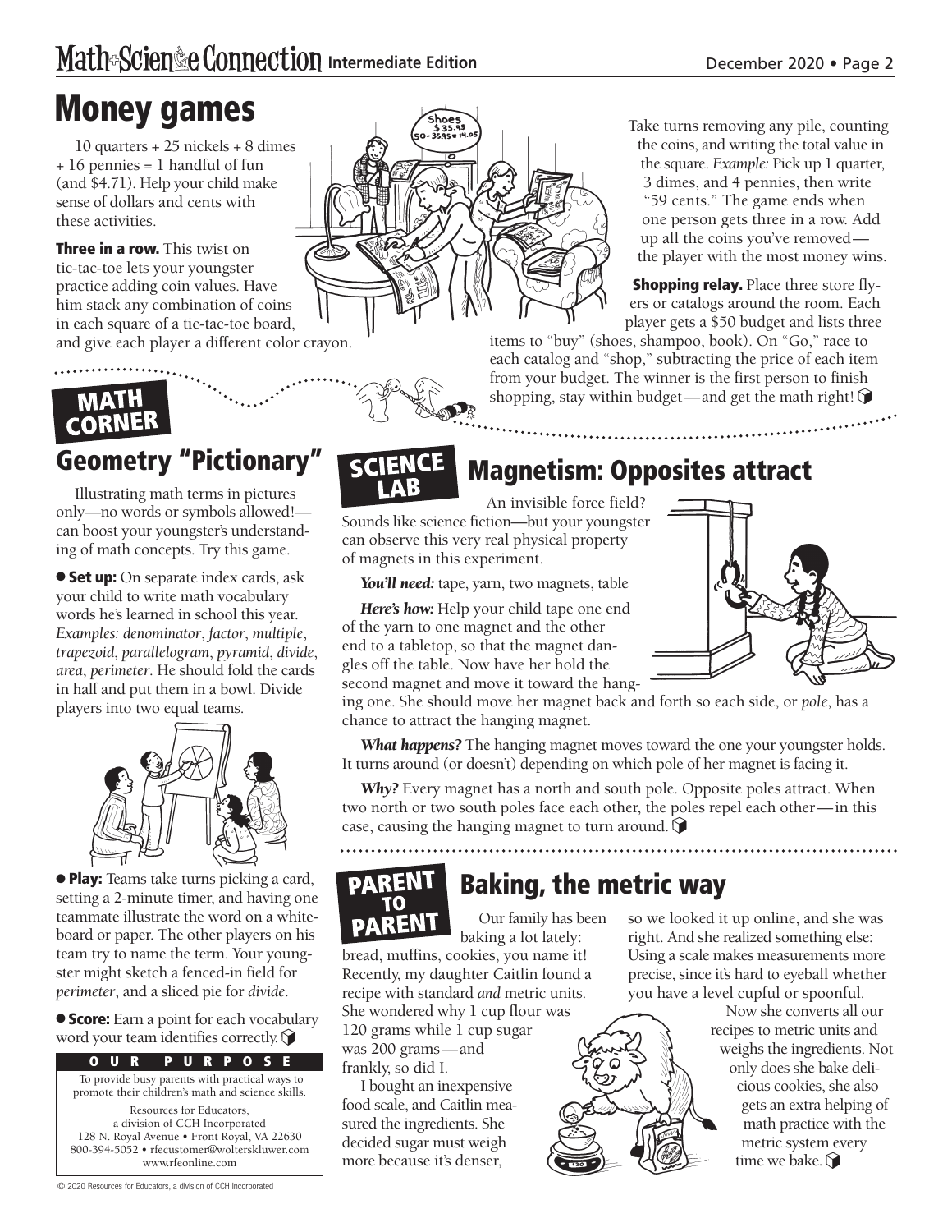# Money games

10 quarters + 25 nickels + 8 dimes + 16 pennies = 1 handful of fun (and $4.71). Help your child make sense of dollars and cents with these activities.

**Three in a row.** This twist on tic-tac-toe lets your youngster practice adding coin values. Have him stack any combination of coins in each square of a tic-tac-toe board, and give each player a different color crayon. Take turns removing any pile, counting the coins, and writing the total value in the square. *Example:* Pick up 1 quarter, 3 dimes, and 4 pennies, then write "59 cents." The game ends when one person gets three in a row. Add up all the coins you've removed—the player with the most money wins.

**Shopping relay.** Place three store flyers or catalogs around the room. Each player gets a $50 budget and lists three items to "buy" (shoes, shampoo, book). On "Go," race to each catalog and "shop," subtracting the price of each item from your budget. The winner is the first person to finish shopping, stay within budget—and get the math right!

## MATH CORNER

## Geometry "Pictionary"

Illustrating math terms in pictures only—no words or symbols allowed!—can boost your youngster's understanding of math concepts. Try this game.

- **Set up:** On separate index cards, ask your child to write math vocabulary words he's learned in school this year. *Examples: denominator*, *factor*, *multiple*, *trapezoid*, *parallelogram*, *pyramid*, *divide*, *area*, *perimeter*. He should fold the cards in half and put them in a bowl. Divide players into two equal teams.

- **Play:** Teams take turns picking a card, setting a 2-minute timer, and having one teammate illustrate the word on a whiteboard or paper. The other players on his team try to name the term. Your youngster might sketch a fenced-in field for *perimeter*, and a sliced pie for *divide*.

- **Score:** Earn a point for each vocabulary word your team identifies correctly.

## SCIENCE LAB

## Magnetism: Opposites attract

An invisible force field? Sounds like science fiction—but your youngster can observe this very real physical property of magnets in this experiment.

***You'll need:*** tape, yarn, two magnets, table

***Here's how:*** Help your child tape one end of the yarn to one magnet and the other end to a tabletop, so that the magnet dangles off the table. Now have her hold the second magnet and move it toward the hanging one. She should move her magnet back and forth so each side, or *pole*, has a chance to attract the hanging magnet.

***What happens?*** The hanging magnet moves toward the one your youngster holds. It turns around (or doesn't) depending on which pole of her magnet is facing it.

***Why?*** Every magnet has a north and south pole. Opposite poles attract. When two north or two south poles face each other, the poles repel each other—in this case, causing the hanging magnet to turn around.

## PARENT TO PARENT

## Baking, the metric way

Our family has been baking a lot lately: bread, muffins, cookies, you name it! Recently, my daughter Caitlin found a recipe with standard *and* metric units. She wondered why 1 cup flour was 120 grams while 1 cup sugar was 200 grams—and frankly, so did I.

I bought an inexpensive food scale, and Caitlin measured the ingredients. She decided sugar must weigh more because it's denser, so we looked it up online, and she was right. And she realized something else: Using a scale makes measurements more precise, since it's hard to eyeball whether you have a level cupful or spoonful.

Now she converts all our recipes to metric units and weighs the ingredients. Not only does she bake delicious cookies, she also gets an extra helping of math practice with the metric system every time we bake.

**OUR PURPOSE**

To provide busy parents with practical ways to promote their children's math and science skills.

Resources for Educators, a division of CCH Incorporated
128 N. Royal Avenue • Front Royal, VA 22630
800-394-5052 • rfecustomer@wolterskluwer.com
www.rfeonline.com

© 2020 Resources for Educators, a division of CCH Incorporated